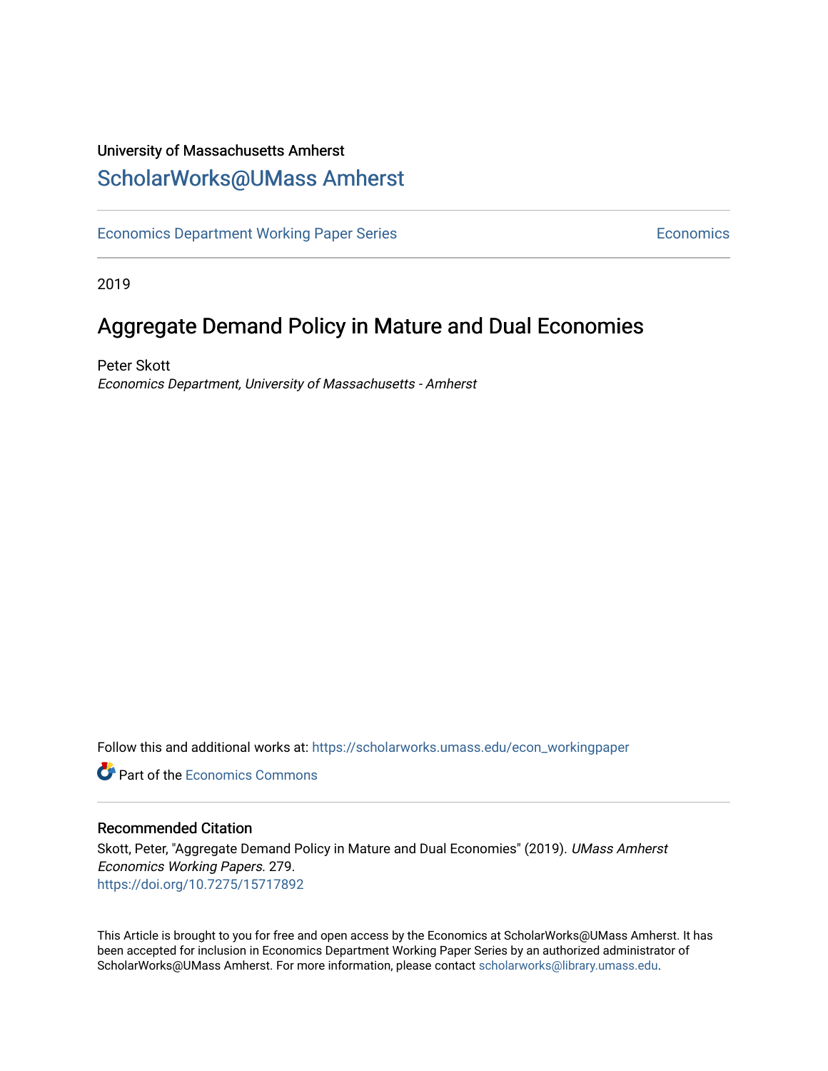University of Massachusetts Amherst

# ScholarWorks@UMass Amherst

Economics Department Working Paper Series | Economics

2019

## Aggregate Demand Policy in Mature and Dual Economies

Peter Skott

*Economics Department, University of Massachusetts - Amherst*

Follow this and additional works at: https://scholarworks.umass.edu/econ_workingpaper

Part of the Economics Commons

### Recommended Citation

Skott, Peter, "Aggregate Demand Policy in Mature and Dual Economies" (2019). *UMass Amherst Economics Working Papers*. 279.
https://doi.org/10.7275/15717892

This Article is brought to you for free and open access by the Economics at ScholarWorks@UMass Amherst. It has been accepted for inclusion in Economics Department Working Paper Series by an authorized administrator of ScholarWorks@UMass Amherst. For more information, please contact scholarworks@library.umass.edu.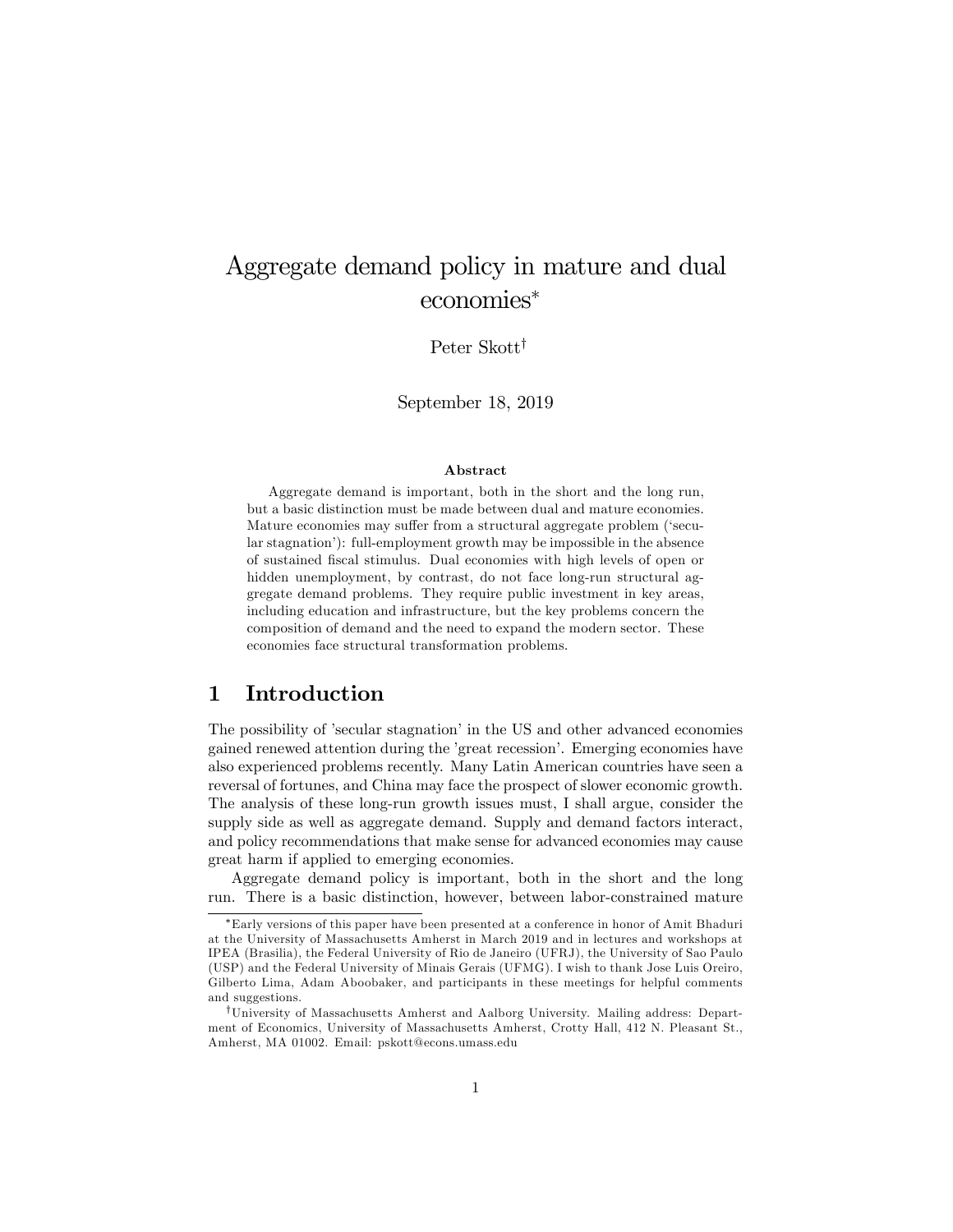# Aggregate demand policy in mature and dual economies*

Peter Skott[†]

September 18, 2019

**Abstract**

Aggregate demand is important, both in the short and the long run, but a basic distinction must be made between dual and mature economies. Mature economies may suffer from a structural aggregate problem ('secular stagnation'): full-employment growth may be impossible in the absence of sustained fiscal stimulus. Dual economies with high levels of open or hidden unemployment, by contrast, do not face long-run structural aggregate demand problems. They require public investment in key areas, including education and infrastructure, but the key problems concern the composition of demand and the need to expand the modern sector. These economies face structural transformation problems.

## 1 Introduction

The possibility of 'secular stagnation' in the US and other advanced economies gained renewed attention during the 'great recession'. Emerging economies have also experienced problems recently. Many Latin American countries have seen a reversal of fortunes, and China may face the prospect of slower economic growth. The analysis of these long-run growth issues must, I shall argue, consider the supply side as well as aggregate demand. Supply and demand factors interact, and policy recommendations that make sense for advanced economies may cause great harm if applied to emerging economies.

Aggregate demand policy is important, both in the short and the long run. There is a basic distinction, however, between labor-constrained mature

---

*Early versions of this paper have been presented at a conference in honor of Amit Bhaduri at the University of Massachusetts Amherst in March 2019 and in lectures and workshops at IPEA (Brasilia), the Federal University of Rio de Janeiro (UFRJ), the University of Sao Paulo (USP) and the Federal University of Minais Gerais (UFMG). I wish to thank Jose Luis Oreiro, Gilberto Lima, Adam Aboobaker, and participants in these meetings for helpful comments and suggestions.

[†]University of Massachusetts Amherst and Aalborg University. Mailing address: Department of Economics, University of Massachusetts Amherst, Crotty Hall, 412 N. Pleasant St., Amherst, MA 01002. Email: pskott@econs.umass.edu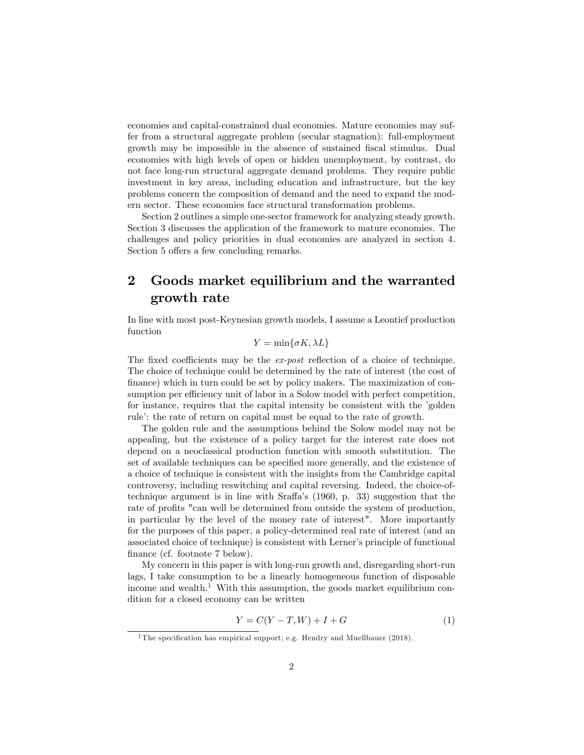economies and capital-constrained dual economies. Mature economies may suffer from a structural aggregate problem (secular stagnation): full-employment growth may be impossible in the absence of sustained fiscal stimulus. Dual economies with high levels of open or hidden unemployment, by contrast, do not face long-run structural aggregate demand problems. They require public investment in key areas, including education and infrastructure, but the key problems concern the composition of demand and the need to expand the modern sector. These economies face structural transformation problems.

Section 2 outlines a simple one-sector framework for analyzing steady growth. Section 3 discusses the application of the framework to mature economies. The challenges and policy priorities in dual economies are analyzed in section 4. Section 5 offers a few concluding remarks.

## 2 Goods market equilibrium and the warranted growth rate

In line with most post-Keynesian growth models, I assume a Leontief production function

$$Y = \min\{\sigma K, \lambda L\}$$

The fixed coefficients may be the *ex-post* reflection of a choice of technique. The choice of technique could be determined by the rate of interest (the cost of finance) which in turn could be set by policy makers. The maximization of consumption per efficiency unit of labor in a Solow model with perfect competition, for instance, requires that the capital intensity be consistent with the 'golden rule': the rate of return on capital must be equal to the rate of growth.

The golden rule and the assumptions behind the Solow model may not be appealing, but the existence of a policy target for the interest rate does not depend on a neoclassical production function with smooth substitution. The set of available techniques can be specified more generally, and the existence of a choice of technique is consistent with the insights from the Cambridge capital controversy, including reswitching and capital reversing. Indeed, the choice-of-technique argument is in line with Sraffa's (1960, p. 33) suggestion that the rate of profits "can well be determined from outside the system of production, in particular by the level of the money rate of interest". More importantly for the purposes of this paper, a policy-determined real rate of interest (and an associated choice of technique) is consistent with Lerner's principle of functional finance (cf. footnote 7 below).

My concern in this paper is with long-run growth and, disregarding short-run lags, I take consumption to be a linearly homogeneous function of disposable income and wealth.[1] With this assumption, the goods market equilibrium condition for a closed economy can be written

$$Y = C(Y - T, W) + I + G \tag{1}$$

[1] The specification has empirical support; e.g. Hendry and Muellbauer (2018).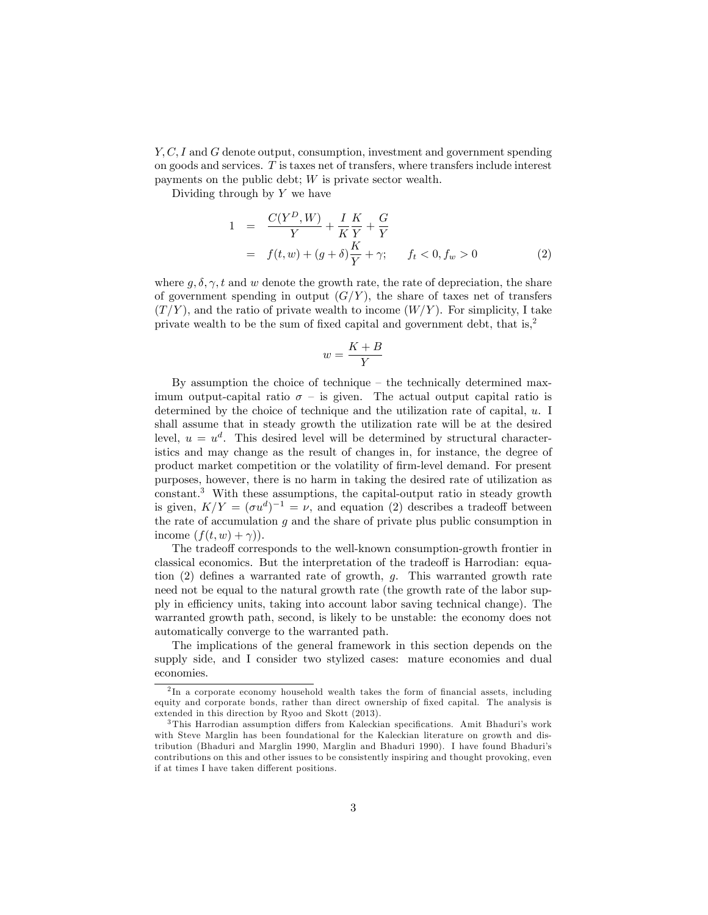$Y, C, I$ and $G$ denote output, consumption, investment and government spending on goods and services. $T$ is taxes net of transfers, where transfers include interest payments on the public debt; $W$ is private sector wealth.

Dividing through by $Y$ we have

$$
\begin{aligned}
1 &= \frac{C(Y^D, W)}{Y} + \frac{I}{K}\frac{K}{Y} + \frac{G}{Y} \\
&= f(t, w) + (g + \delta)\frac{K}{Y} + \gamma; \qquad f_t < 0, f_w > 0 \qquad (2)
\end{aligned}
$$

where $g, \delta, \gamma, t$ and $w$ denote the growth rate, the rate of depreciation, the share of government spending in output $(G/Y)$, the share of taxes net of transfers $(T/Y)$, and the ratio of private wealth to income $(W/Y)$. For simplicity, I take private wealth to be the sum of fixed capital and government debt, that is,[2]

$$
w = \frac{K + B}{Y}
$$

By assumption the choice of technique – the technically determined maximum output-capital ratio $\sigma$ – is given. The actual output capital ratio is determined by the choice of technique and the utilization rate of capital, $u$. I shall assume that in steady growth the utilization rate will be at the desired level, $u = u^d$. This desired level will be determined by structural characteristics and may change as the result of changes in, for instance, the degree of product market competition or the volatility of firm-level demand. For present purposes, however, there is no harm in taking the desired rate of utilization as constant.[3] With these assumptions, the capital-output ratio in steady growth is given, $K/Y = (\sigma u^d)^{-1} = \nu$, and equation (2) describes a tradeoff between the rate of accumulation $g$ and the share of private plus public consumption in income $(f(t, w) + \gamma)$).

The tradeoff corresponds to the well-known consumption-growth frontier in classical economics. But the interpretation of the tradeoff is Harrodian: equation (2) defines a warranted rate of growth, $g$. This warranted growth rate need not be equal to the natural growth rate (the growth rate of the labor supply in efficiency units, taking into account labor saving technical change). The warranted growth path, second, is likely to be unstable: the economy does not automatically converge to the warranted path.

The implications of the general framework in this section depends on the supply side, and I consider two stylized cases: mature economies and dual economies.

---

[2] In a corporate economy household wealth takes the form of financial assets, including equity and corporate bonds, rather than direct ownership of fixed capital. The analysis is extended in this direction by Ryoo and Skott (2013).

[3] This Harrodian assumption differs from Kaleckian specifications. Amit Bhaduri's work with Steve Marglin has been foundational for the Kaleckian literature on growth and distribution (Bhaduri and Marglin 1990, Marglin and Bhaduri 1990). I have found Bhaduri's contributions on this and other issues to be consistently inspiring and thought provoking, even if at times I have taken different positions.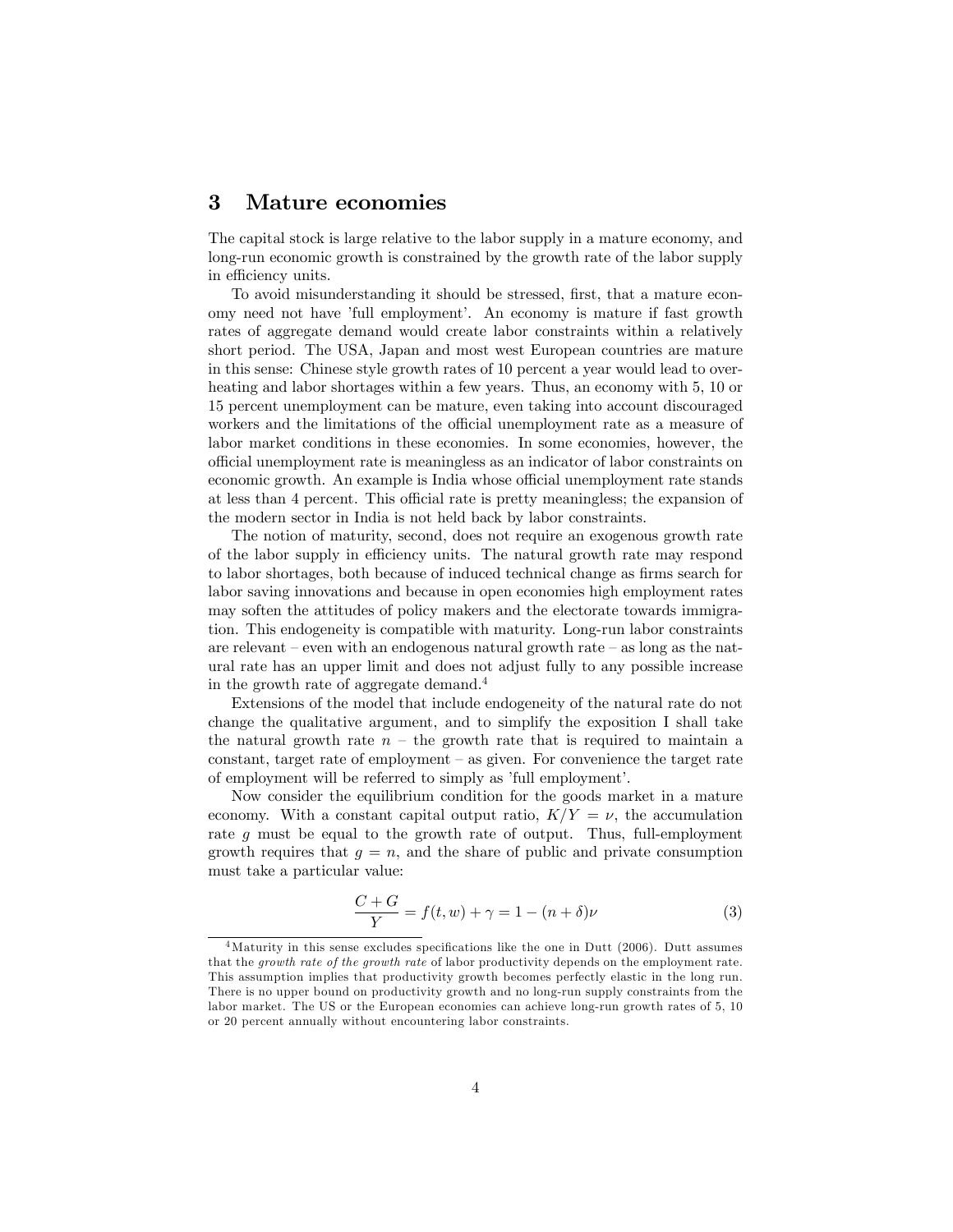## 3 Mature economies

The capital stock is large relative to the labor supply in a mature economy, and long-run economic growth is constrained by the growth rate of the labor supply in efficiency units.

To avoid misunderstanding it should be stressed, first, that a mature economy need not have 'full employment'. An economy is mature if fast growth rates of aggregate demand would create labor constraints within a relatively short period. The USA, Japan and most west European countries are mature in this sense: Chinese style growth rates of 10 percent a year would lead to overheating and labor shortages within a few years. Thus, an economy with 5, 10 or 15 percent unemployment can be mature, even taking into account discouraged workers and the limitations of the official unemployment rate as a measure of labor market conditions in these economies. In some economies, however, the official unemployment rate is meaningless as an indicator of labor constraints on economic growth. An example is India whose official unemployment rate stands at less than 4 percent. This official rate is pretty meaningless; the expansion of the modern sector in India is not held back by labor constraints.

The notion of maturity, second, does not require an exogenous growth rate of the labor supply in efficiency units. The natural growth rate may respond to labor shortages, both because of induced technical change as firms search for labor saving innovations and because in open economies high employment rates may soften the attitudes of policy makers and the electorate towards immigration. This endogeneity is compatible with maturity. Long-run labor constraints are relevant – even with an endogenous natural growth rate – as long as the natural rate has an upper limit and does not adjust fully to any possible increase in the growth rate of aggregate demand.[4]

Extensions of the model that include endogeneity of the natural rate do not change the qualitative argument, and to simplify the exposition I shall take the natural growth rate $n$ – the growth rate that is required to maintain a constant, target rate of employment – as given. For convenience the target rate of employment will be referred to simply as 'full employment'.

Now consider the equilibrium condition for the goods market in a mature economy. With a constant capital output ratio, $K/Y = \nu$, the accumulation rate $g$ must be equal to the growth rate of output. Thus, full-employment growth requires that $g = n$, and the share of public and private consumption must take a particular value:

$$\frac{C+G}{Y} = f(t,w) + \gamma = 1 - (n+\delta)\nu \tag{3}$$

[4] Maturity in this sense excludes specifications like the one in Dutt (2006). Dutt assumes that the *growth rate of the growth rate* of labor productivity depends on the employment rate. This assumption implies that productivity growth becomes perfectly elastic in the long run. There is no upper bound on productivity growth and no long-run supply constraints from the labor market. The US or the European economies can achieve long-run growth rates of 5, 10 or 20 percent annually without encountering labor constraints.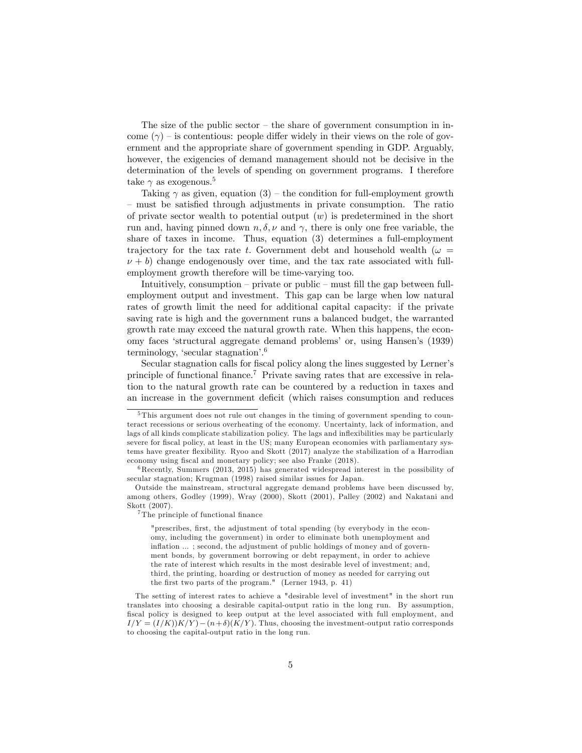The size of the public sector – the share of government consumption in income ($\gamma$) – is contentious: people differ widely in their views on the role of government and the appropriate share of government spending in GDP. Arguably, however, the exigencies of demand management should not be decisive in the determination of the levels of spending on government programs. I therefore take $\gamma$ as exogenous.[5]

Taking $\gamma$ as given, equation (3) – the condition for full-employment growth – must be satisfied through adjustments in private consumption. The ratio of private sector wealth to potential output ($w$) is predetermined in the short run and, having pinned down $n, \delta, \nu$ and $\gamma$, there is only one free variable, the share of taxes in income. Thus, equation (3) determines a full-employment trajectory for the tax rate $t$. Government debt and household wealth ($\omega = \nu + b$) change endogenously over time, and the tax rate associated with full-employment growth therefore will be time-varying too.

Intuitively, consumption – private or public – must fill the gap between full-employment output and investment. This gap can be large when low natural rates of growth limit the need for additional capital capacity: if the private saving rate is high and the government runs a balanced budget, the warranted growth rate may exceed the natural growth rate. When this happens, the economy faces 'structural aggregate demand problems' or, using Hansen's (1939) terminology, 'secular stagnation'.[6]

Secular stagnation calls for fiscal policy along the lines suggested by Lerner's principle of functional finance.[7] Private saving rates that are excessive in relation to the natural growth rate can be countered by a reduction in taxes and an increase in the government deficit (which raises consumption and reduces

---

[5] This argument does not rule out changes in the timing of government spending to counteract recessions or serious overheating of the economy. Uncertainty, lack of information, and lags of all kinds complicate stabilization policy. The lags and inflexibilities may be particularly severe for fiscal policy, at least in the US; many European economies with parliamentary systems have greater flexibility. Ryoo and Skott (2017) analyze the stabilization of a Harrodian economy using fiscal and monetary policy; see also Franke (2018).

[6] Recently, Summers (2013, 2015) has generated widespread interest in the possibility of secular stagnation; Krugman (1998) raised similar issues for Japan.

Outside the mainstream, structural aggregate demand problems have been discussed by, among others, Godley (1999), Wray (2000), Skott (2001), Palley (2002) and Nakatani and Skott (2007).

[7] The principle of functional finance

> "prescribes, first, the adjustment of total spending (by everybody in the economy, including the government) in order to eliminate both unemployment and inflation ... ; second, the adjustment of public holdings of money and of government bonds, by government borrowing or debt repayment, in order to achieve the rate of interest which results in the most desirable level of investment; and, third, the printing, hoarding or destruction of money as needed for carrying out the first two parts of the program." (Lerner 1943, p. 41)

The setting of interest rates to achieve a "desirable level of investment" in the short run translates into choosing a desirable capital-output ratio in the long run. By assumption, fiscal policy is designed to keep output at the level associated with full employment, and $I/Y = (I/K))K/Y) - (n + \delta)(K/Y)$. Thus, choosing the investment-output ratio corresponds to choosing the capital-output ratio in the long run.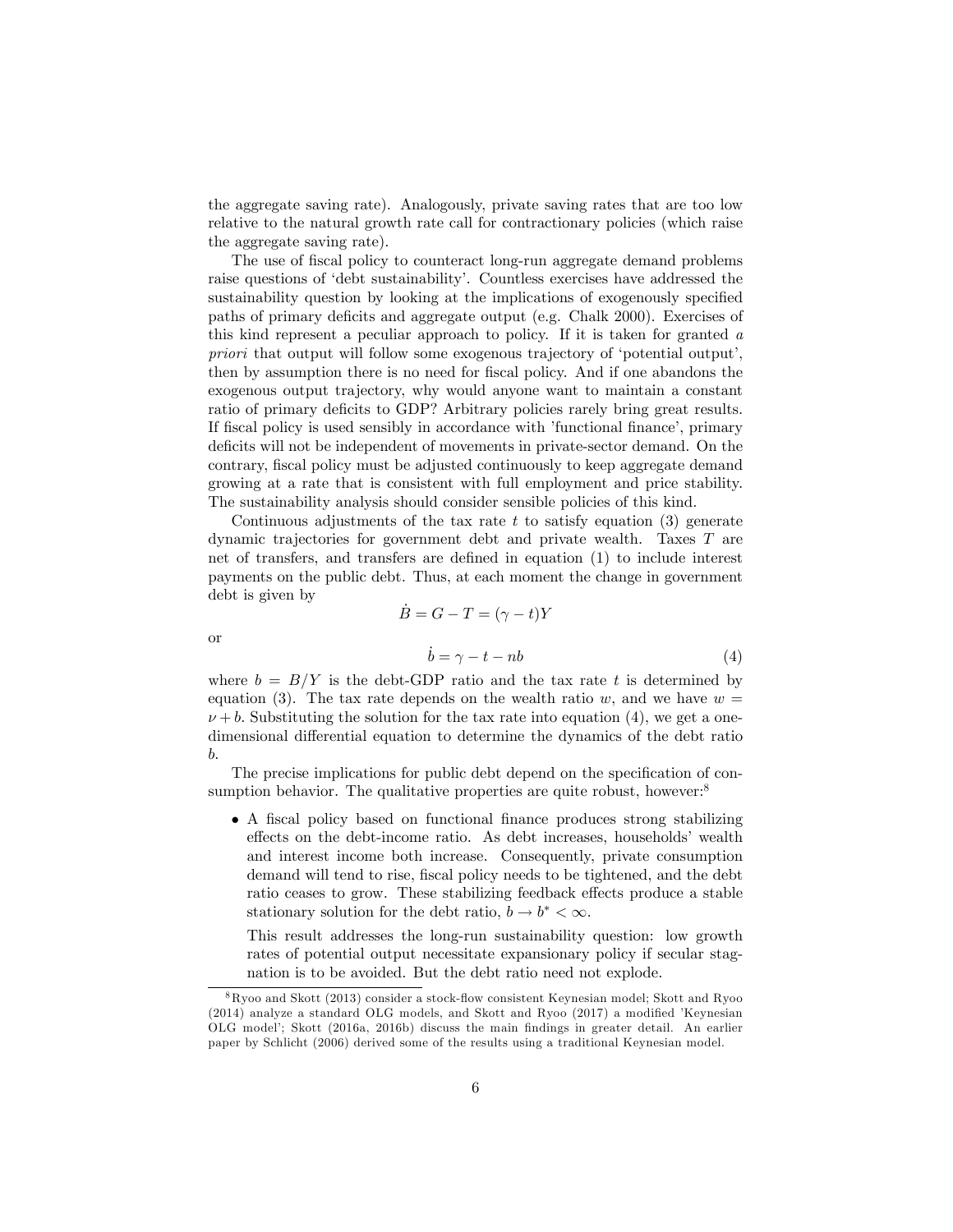the aggregate saving rate). Analogously, private saving rates that are too low relative to the natural growth rate call for contractionary policies (which raise the aggregate saving rate).

The use of fiscal policy to counteract long-run aggregate demand problems raise questions of 'debt sustainability'. Countless exercises have addressed the sustainability question by looking at the implications of exogenously specified paths of primary deficits and aggregate output (e.g. Chalk 2000). Exercises of this kind represent a peculiar approach to policy. If it is taken for granted *a priori* that output will follow some exogenous trajectory of 'potential output', then by assumption there is no need for fiscal policy. And if one abandons the exogenous output trajectory, why would anyone want to maintain a constant ratio of primary deficits to GDP? Arbitrary policies rarely bring great results. If fiscal policy is used sensibly in accordance with 'functional finance', primary deficits will not be independent of movements in private-sector demand. On the contrary, fiscal policy must be adjusted continuously to keep aggregate demand growing at a rate that is consistent with full employment and price stability. The sustainability analysis should consider sensible policies of this kind.

Continuous adjustments of the tax rate $t$ to satisfy equation (3) generate dynamic trajectories for government debt and private wealth. Taxes $T$ are net of transfers, and transfers are defined in equation (1) to include interest payments on the public debt. Thus, at each moment the change in government debt is given by

$$\dot{B} = G - T = (\gamma - t)Y$$

or

$$\dot{b} = \gamma - t - nb \tag{4}$$

where $b = B/Y$ is the debt-GDP ratio and the tax rate $t$ is determined by equation (3). The tax rate depends on the wealth ratio $w$, and we have $w = \nu + b$. Substituting the solution for the tax rate into equation (4), we get a one-dimensional differential equation to determine the dynamics of the debt ratio $b$.

The precise implications for public debt depend on the specification of consumption behavior. The qualitative properties are quite robust, however:[8]

- A fiscal policy based on functional finance produces strong stabilizing effects on the debt-income ratio. As debt increases, households' wealth and interest income both increase. Consequently, private consumption demand will tend to rise, fiscal policy needs to be tightened, and the debt ratio ceases to grow. These stabilizing feedback effects produce a stable stationary solution for the debt ratio, $b \to b^* < \infty$.

  This result addresses the long-run sustainability question: low growth rates of potential output necessitate expansionary policy if secular stagnation is to be avoided. But the debt ratio need not explode.

[8] Ryoo and Skott (2013) consider a stock-flow consistent Keynesian model; Skott and Ryoo (2014) analyze a standard OLG models, and Skott and Ryoo (2017) a modified 'Keynesian OLG model'; Skott (2016a, 2016b) discuss the main findings in greater detail. An earlier paper by Schlicht (2006) derived some of the results using a traditional Keynesian model.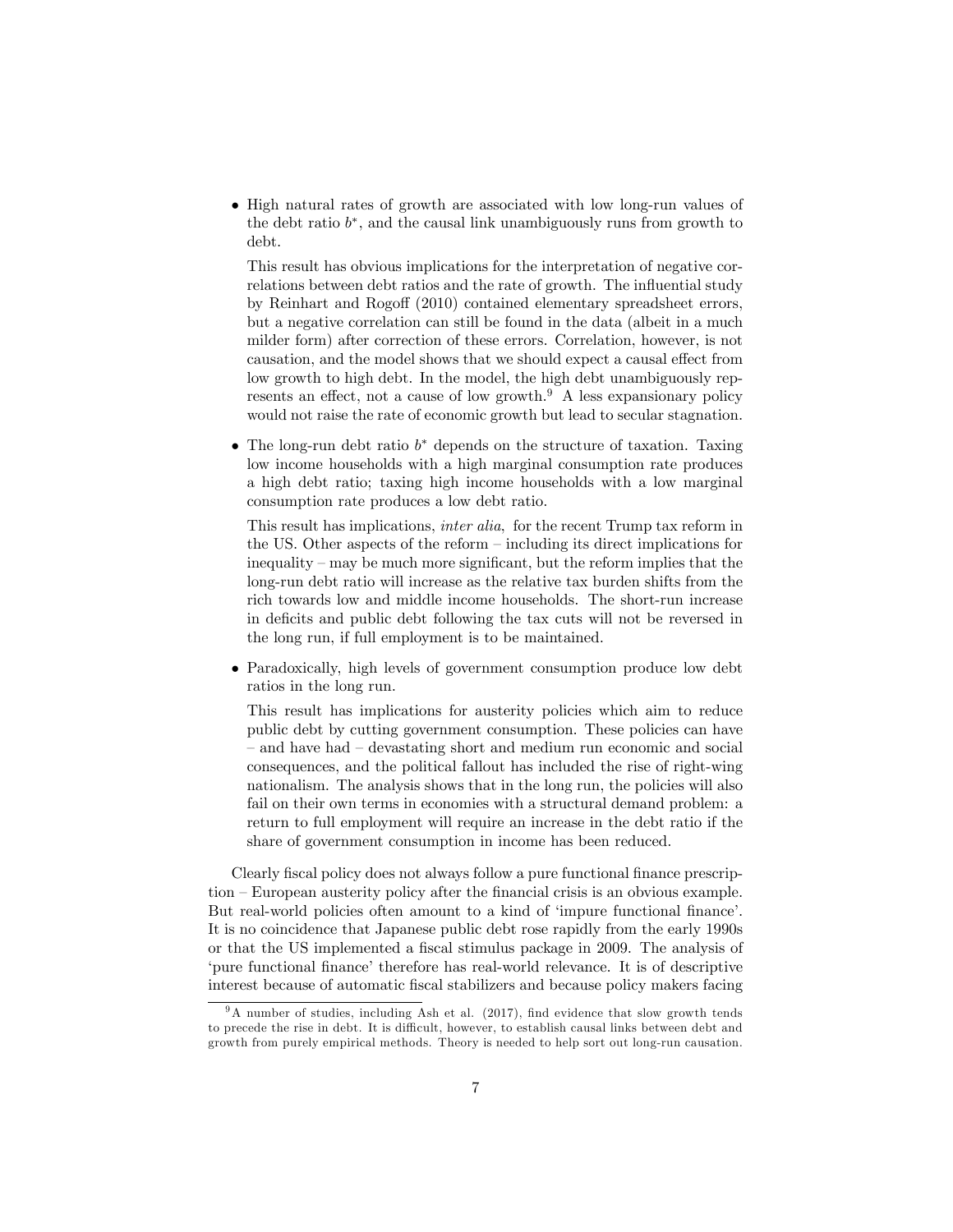- High natural rates of growth are associated with low long-run values of the debt ratio $b^*$, and the causal link unambiguously runs from growth to debt.

  This result has obvious implications for the interpretation of negative correlations between debt ratios and the rate of growth. The influential study by Reinhart and Rogoff (2010) contained elementary spreadsheet errors, but a negative correlation can still be found in the data (albeit in a much milder form) after correction of these errors. Correlation, however, is not causation, and the model shows that we should expect a causal effect from low growth to high debt. In the model, the high debt unambiguously represents an effect, not a cause of low growth.[9] A less expansionary policy would not raise the rate of economic growth but lead to secular stagnation.

- The long-run debt ratio $b^*$ depends on the structure of taxation. Taxing low income households with a high marginal consumption rate produces a high debt ratio; taxing high income households with a low marginal consumption rate produces a low debt ratio.

  This result has implications, *inter alia,* for the recent Trump tax reform in the US. Other aspects of the reform – including its direct implications for inequality – may be much more significant, but the reform implies that the long-run debt ratio will increase as the relative tax burden shifts from the rich towards low and middle income households. The short-run increase in deficits and public debt following the tax cuts will not be reversed in the long run, if full employment is to be maintained.

- Paradoxically, high levels of government consumption produce low debt ratios in the long run.

  This result has implications for austerity policies which aim to reduce public debt by cutting government consumption. These policies can have – and have had – devastating short and medium run economic and social consequences, and the political fallout has included the rise of right-wing nationalism. The analysis shows that in the long run, the policies will also fail on their own terms in economies with a structural demand problem: a return to full employment will require an increase in the debt ratio if the share of government consumption in income has been reduced.

Clearly fiscal policy does not always follow a pure functional finance prescription – European austerity policy after the financial crisis is an obvious example. But real-world policies often amount to a kind of 'impure functional finance'. It is no coincidence that Japanese public debt rose rapidly from the early 1990s or that the US implemented a fiscal stimulus package in 2009. The analysis of 'pure functional finance' therefore has real-world relevance. It is of descriptive interest because of automatic fiscal stabilizers and because policy makers facing

[9] A number of studies, including Ash et al. (2017), find evidence that slow growth tends to precede the rise in debt. It is difficult, however, to establish causal links between debt and growth from purely empirical methods. Theory is needed to help sort out long-run causation.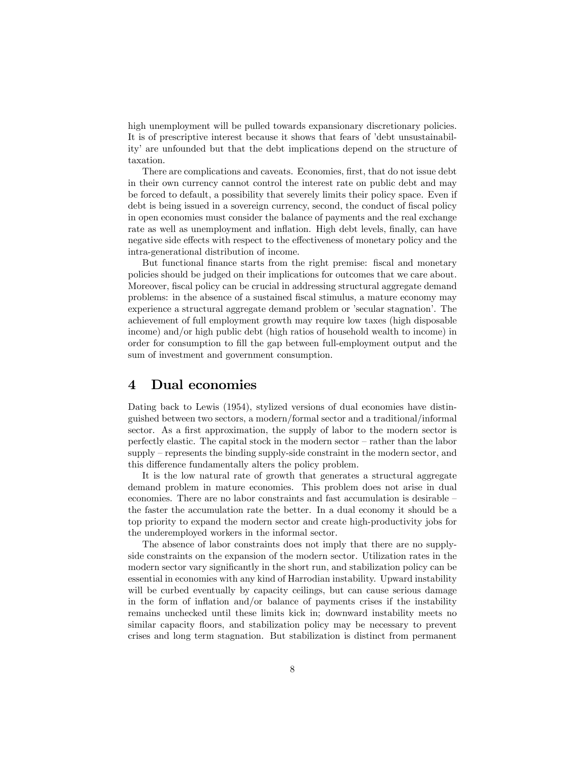high unemployment will be pulled towards expansionary discretionary policies. It is of prescriptive interest because it shows that fears of 'debt unsustainability' are unfounded but that the debt implications depend on the structure of taxation.

There are complications and caveats. Economies, first, that do not issue debt in their own currency cannot control the interest rate on public debt and may be forced to default, a possibility that severely limits their policy space. Even if debt is being issued in a sovereign currency, second, the conduct of fiscal policy in open economies must consider the balance of payments and the real exchange rate as well as unemployment and inflation. High debt levels, finally, can have negative side effects with respect to the effectiveness of monetary policy and the intra-generational distribution of income.

But functional finance starts from the right premise: fiscal and monetary policies should be judged on their implications for outcomes that we care about. Moreover, fiscal policy can be crucial in addressing structural aggregate demand problems: in the absence of a sustained fiscal stimulus, a mature economy may experience a structural aggregate demand problem or 'secular stagnation'. The achievement of full employment growth may require low taxes (high disposable income) and/or high public debt (high ratios of household wealth to income) in order for consumption to fill the gap between full-employment output and the sum of investment and government consumption.

# 4 Dual economies

Dating back to Lewis (1954), stylized versions of dual economies have distinguished between two sectors, a modern/formal sector and a traditional/informal sector. As a first approximation, the supply of labor to the modern sector is perfectly elastic. The capital stock in the modern sector – rather than the labor supply – represents the binding supply-side constraint in the modern sector, and this difference fundamentally alters the policy problem.

It is the low natural rate of growth that generates a structural aggregate demand problem in mature economies. This problem does not arise in dual economies. There are no labor constraints and fast accumulation is desirable – the faster the accumulation rate the better. In a dual economy it should be a top priority to expand the modern sector and create high-productivity jobs for the underemployed workers in the informal sector.

The absence of labor constraints does not imply that there are no supply-side constraints on the expansion of the modern sector. Utilization rates in the modern sector vary significantly in the short run, and stabilization policy can be essential in economies with any kind of Harrodian instability. Upward instability will be curbed eventually by capacity ceilings, but can cause serious damage in the form of inflation and/or balance of payments crises if the instability remains unchecked until these limits kick in; downward instability meets no similar capacity floors, and stabilization policy may be necessary to prevent crises and long term stagnation. But stabilization is distinct from permanent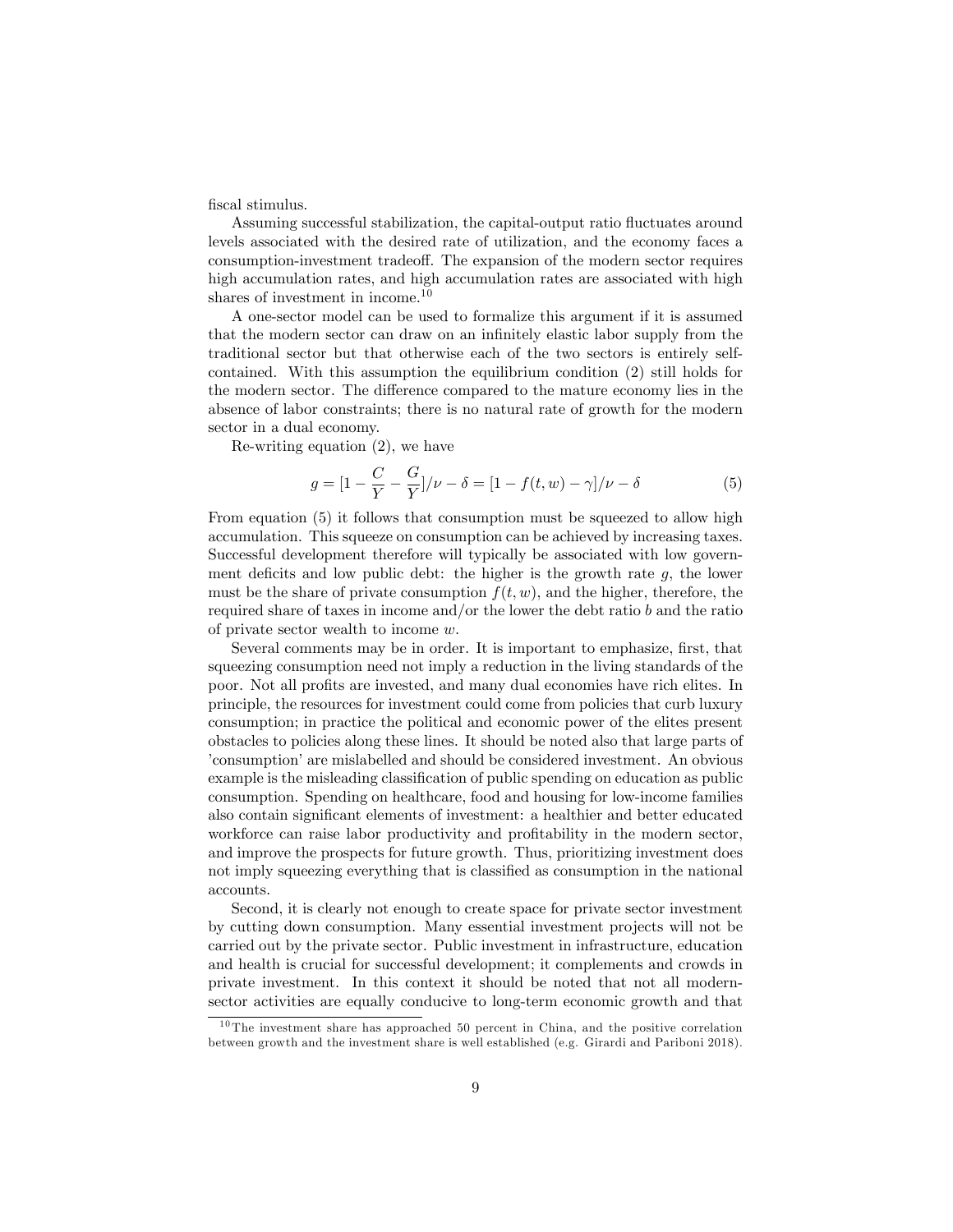fiscal stimulus.

Assuming successful stabilization, the capital-output ratio fluctuates around levels associated with the desired rate of utilization, and the economy faces a consumption-investment tradeoff. The expansion of the modern sector requires high accumulation rates, and high accumulation rates are associated with high shares of investment in income.[10]

A one-sector model can be used to formalize this argument if it is assumed that the modern sector can draw on an infinitely elastic labor supply from the traditional sector but that otherwise each of the two sectors is entirely self-contained. With this assumption the equilibrium condition (2) still holds for the modern sector. The difference compared to the mature economy lies in the absence of labor constraints; there is no natural rate of growth for the modern sector in a dual economy.

Re-writing equation (2), we have

$$g = [1 - \frac{C}{Y} - \frac{G}{Y}]/\nu - \delta = [1 - f(t, w) - \gamma]/\nu - \delta \tag{5}$$

From equation (5) it follows that consumption must be squeezed to allow high accumulation. This squeeze on consumption can be achieved by increasing taxes. Successful development therefore will typically be associated with low government deficits and low public debt: the higher is the growth rate $g$, the lower must be the share of private consumption $f(t, w)$, and the higher, therefore, the required share of taxes in income and/or the lower the debt ratio $b$ and the ratio of private sector wealth to income $w$.

Several comments may be in order. It is important to emphasize, first, that squeezing consumption need not imply a reduction in the living standards of the poor. Not all profits are invested, and many dual economies have rich elites. In principle, the resources for investment could come from policies that curb luxury consumption; in practice the political and economic power of the elites present obstacles to policies along these lines. It should be noted also that large parts of 'consumption' are mislabelled and should be considered investment. An obvious example is the misleading classification of public spending on education as public consumption. Spending on healthcare, food and housing for low-income families also contain significant elements of investment: a healthier and better educated workforce can raise labor productivity and profitability in the modern sector, and improve the prospects for future growth. Thus, prioritizing investment does not imply squeezing everything that is classified as consumption in the national accounts.

Second, it is clearly not enough to create space for private sector investment by cutting down consumption. Many essential investment projects will not be carried out by the private sector. Public investment in infrastructure, education and health is crucial for successful development; it complements and crowds in private investment. In this context it should be noted that not all modern-sector activities are equally conducive to long-term economic growth and that

[10] The investment share has approached 50 percent in China, and the positive correlation between growth and the investment share is well established (e.g. Girardi and Pariboni 2018).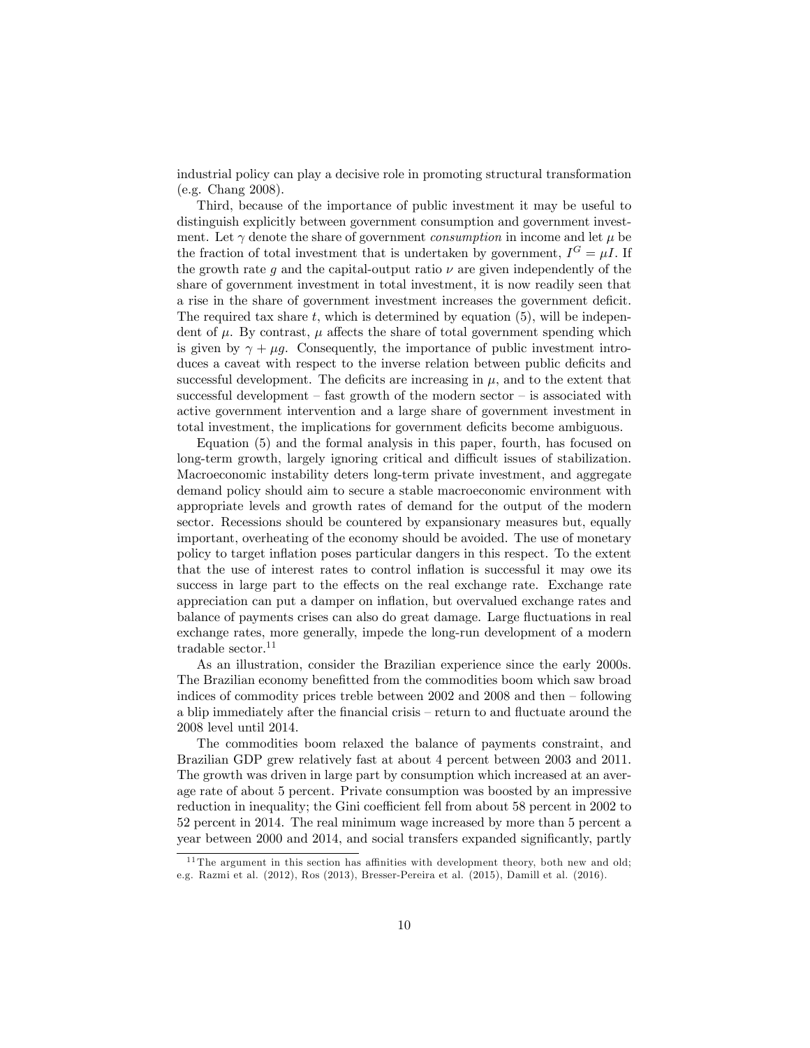industrial policy can play a decisive role in promoting structural transformation (e.g. Chang 2008).

Third, because of the importance of public investment it may be useful to distinguish explicitly between government consumption and government investment. Let $\gamma$ denote the share of government *consumption* in income and let $\mu$ be the fraction of total investment that is undertaken by government, $I^G = \mu I$. If the growth rate $g$ and the capital-output ratio $\nu$ are given independently of the share of government investment in total investment, it is now readily seen that a rise in the share of government investment increases the government deficit. The required tax share $t$, which is determined by equation (5), will be independent of $\mu$. By contrast, $\mu$ affects the share of total government spending which is given by $\gamma + \mu g$. Consequently, the importance of public investment introduces a caveat with respect to the inverse relation between public deficits and successful development. The deficits are increasing in $\mu$, and to the extent that successful development – fast growth of the modern sector – is associated with active government intervention and a large share of government investment in total investment, the implications for government deficits become ambiguous.

Equation (5) and the formal analysis in this paper, fourth, has focused on long-term growth, largely ignoring critical and difficult issues of stabilization. Macroeconomic instability deters long-term private investment, and aggregate demand policy should aim to secure a stable macroeconomic environment with appropriate levels and growth rates of demand for the output of the modern sector. Recessions should be countered by expansionary measures but, equally important, overheating of the economy should be avoided. The use of monetary policy to target inflation poses particular dangers in this respect. To the extent that the use of interest rates to control inflation is successful it may owe its success in large part to the effects on the real exchange rate. Exchange rate appreciation can put a damper on inflation, but overvalued exchange rates and balance of payments crises can also do great damage. Large fluctuations in real exchange rates, more generally, impede the long-run development of a modern tradable sector.[11]

As an illustration, consider the Brazilian experience since the early 2000s. The Brazilian economy benefitted from the commodities boom which saw broad indices of commodity prices treble between 2002 and 2008 and then – following a blip immediately after the financial crisis – return to and fluctuate around the 2008 level until 2014.

The commodities boom relaxed the balance of payments constraint, and Brazilian GDP grew relatively fast at about 4 percent between 2003 and 2011. The growth was driven in large part by consumption which increased at an average rate of about 5 percent. Private consumption was boosted by an impressive reduction in inequality; the Gini coefficient fell from about 58 percent in 2002 to 52 percent in 2014. The real minimum wage increased by more than 5 percent a year between 2000 and 2014, and social transfers expanded significantly, partly

[11] The argument in this section has affinities with development theory, both new and old; e.g. Razmi et al. (2012), Ros (2013), Bresser-Pereira et al. (2015), Damill et al. (2016).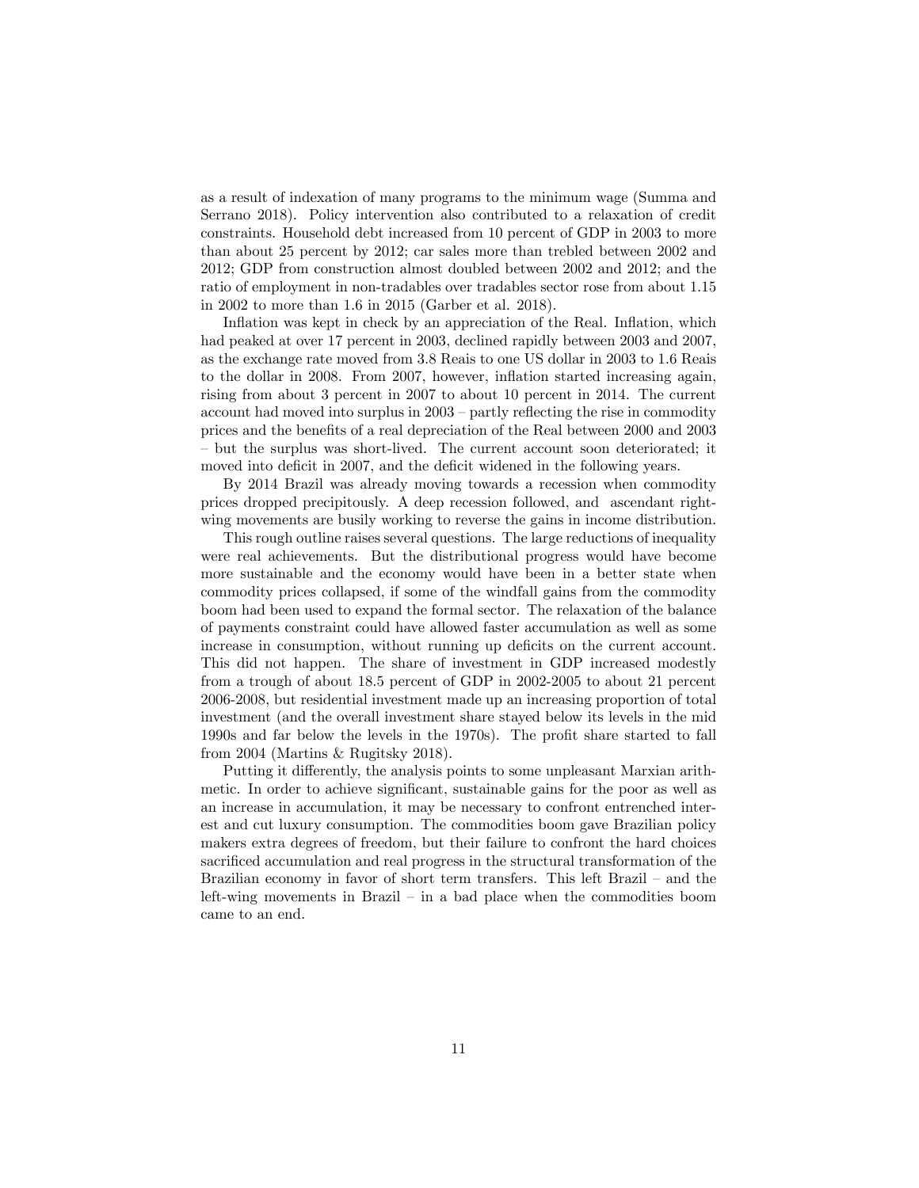as a result of indexation of many programs to the minimum wage (Summa and Serrano 2018). Policy intervention also contributed to a relaxation of credit constraints. Household debt increased from 10 percent of GDP in 2003 to more than about 25 percent by 2012; car sales more than trebled between 2002 and 2012; GDP from construction almost doubled between 2002 and 2012; and the ratio of employment in non-tradables over tradables sector rose from about 1.15 in 2002 to more than 1.6 in 2015 (Garber et al. 2018).

Inflation was kept in check by an appreciation of the Real. Inflation, which had peaked at over 17 percent in 2003, declined rapidly between 2003 and 2007, as the exchange rate moved from 3.8 Reais to one US dollar in 2003 to 1.6 Reais to the dollar in 2008. From 2007, however, inflation started increasing again, rising from about 3 percent in 2007 to about 10 percent in 2014. The current account had moved into surplus in 2003 – partly reflecting the rise in commodity prices and the benefits of a real depreciation of the Real between 2000 and 2003 – but the surplus was short-lived. The current account soon deteriorated; it moved into deficit in 2007, and the deficit widened in the following years.

By 2014 Brazil was already moving towards a recession when commodity prices dropped precipitously. A deep recession followed, and ascendant right-wing movements are busily working to reverse the gains in income distribution.

This rough outline raises several questions. The large reductions of inequality were real achievements. But the distributional progress would have become more sustainable and the economy would have been in a better state when commodity prices collapsed, if some of the windfall gains from the commodity boom had been used to expand the formal sector. The relaxation of the balance of payments constraint could have allowed faster accumulation as well as some increase in consumption, without running up deficits on the current account. This did not happen. The share of investment in GDP increased modestly from a trough of about 18.5 percent of GDP in 2002-2005 to about 21 percent 2006-2008, but residential investment made up an increasing proportion of total investment (and the overall investment share stayed below its levels in the mid 1990s and far below the levels in the 1970s). The profit share started to fall from 2004 (Martins & Rugitsky 2018).

Putting it differently, the analysis points to some unpleasant Marxian arithmetic. In order to achieve significant, sustainable gains for the poor as well as an increase in accumulation, it may be necessary to confront entrenched interest and cut luxury consumption. The commodities boom gave Brazilian policy makers extra degrees of freedom, but their failure to confront the hard choices sacrificed accumulation and real progress in the structural transformation of the Brazilian economy in favor of short term transfers. This left Brazil – and the left-wing movements in Brazil – in a bad place when the commodities boom came to an end.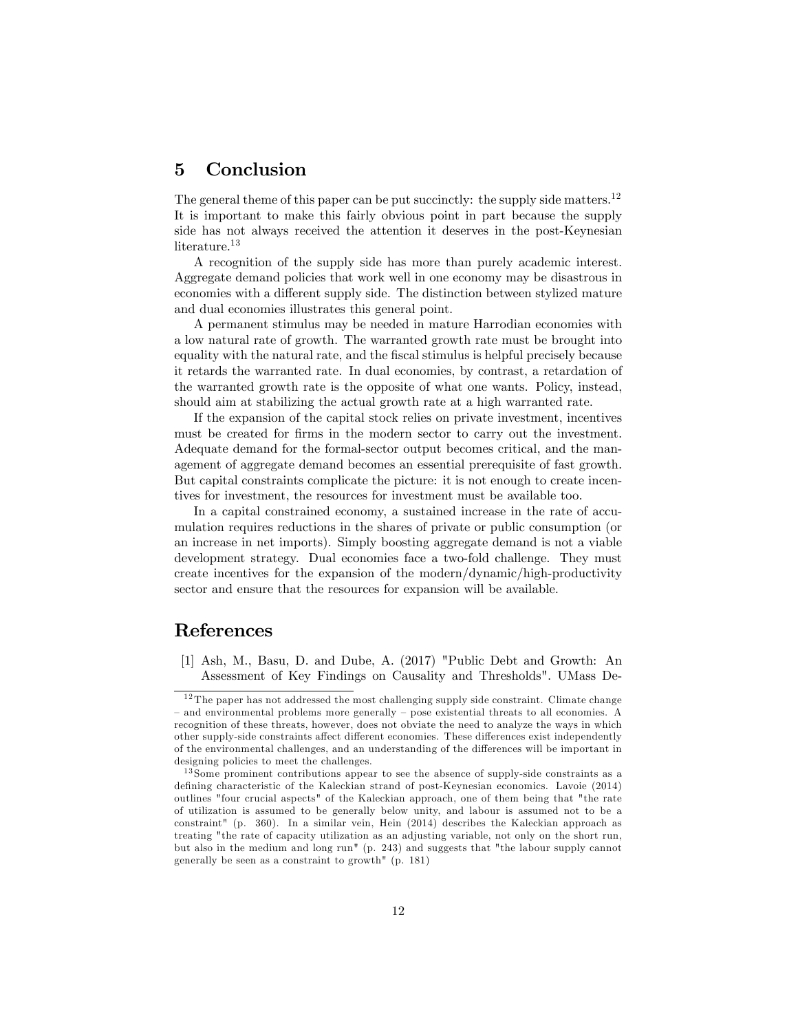## 5 Conclusion

The general theme of this paper can be put succinctly: the supply side matters.[12] It is important to make this fairly obvious point in part because the supply side has not always received the attention it deserves in the post-Keynesian literature.[13]

A recognition of the supply side has more than purely academic interest. Aggregate demand policies that work well in one economy may be disastrous in economies with a different supply side. The distinction between stylized mature and dual economies illustrates this general point.

A permanent stimulus may be needed in mature Harrodian economies with a low natural rate of growth. The warranted growth rate must be brought into equality with the natural rate, and the fiscal stimulus is helpful precisely because it retards the warranted rate. In dual economies, by contrast, a retardation of the warranted growth rate is the opposite of what one wants. Policy, instead, should aim at stabilizing the actual growth rate at a high warranted rate.

If the expansion of the capital stock relies on private investment, incentives must be created for firms in the modern sector to carry out the investment. Adequate demand for the formal-sector output becomes critical, and the management of aggregate demand becomes an essential prerequisite of fast growth. But capital constraints complicate the picture: it is not enough to create incentives for investment, the resources for investment must be available too.

In a capital constrained economy, a sustained increase in the rate of accumulation requires reductions in the shares of private or public consumption (or an increase in net imports). Simply boosting aggregate demand is not a viable development strategy. Dual economies face a two-fold challenge. They must create incentives for the expansion of the modern/dynamic/high-productivity sector and ensure that the resources for expansion will be available.

## References

[1] Ash, M., Basu, D. and Dube, A. (2017) "Public Debt and Growth: An Assessment of Key Findings on Causality and Thresholds". UMass De-

[12] The paper has not addressed the most challenging supply side constraint. Climate change – and environmental problems more generally – pose existential threats to all economies. A recognition of these threats, however, does not obviate the need to analyze the ways in which other supply-side constraints affect different economies. These differences exist independently of the environmental challenges, and an understanding of the differences will be important in designing policies to meet the challenges.

[13] Some prominent contributions appear to see the absence of supply-side constraints as a defining characteristic of the Kaleckian strand of post-Keynesian economics. Lavoie (2014) outlines "four crucial aspects" of the Kaleckian approach, one of them being that "the rate of utilization is assumed to be generally below unity, and labour is assumed not to be a constraint" (p. 360). In a similar vein, Hein (2014) describes the Kaleckian approach as treating "the rate of capacity utilization as an adjusting variable, not only on the short run, but also in the medium and long run" (p. 243) and suggests that "the labour supply cannot generally be seen as a constraint to growth" (p. 181)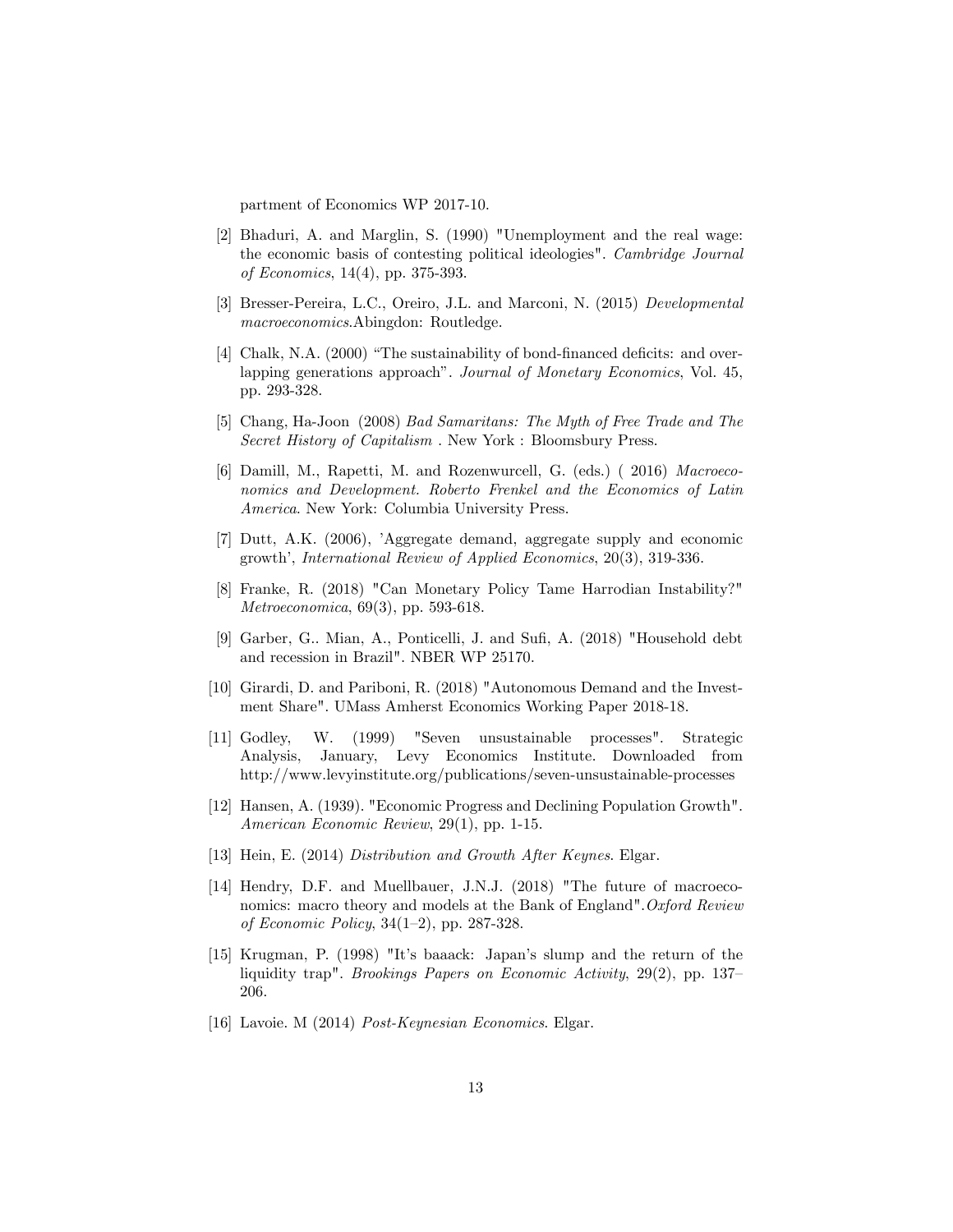partment of Economics WP 2017-10.

[2] Bhaduri, A. and Marglin, S. (1990) "Unemployment and the real wage: the economic basis of contesting political ideologies". *Cambridge Journal of Economics*, 14(4), pp. 375-393.

[3] Bresser-Pereira, L.C., Oreiro, J.L. and Marconi, N. (2015) *Developmental macroeconomics*.Abingdon: Routledge.

[4] Chalk, N.A. (2000) "The sustainability of bond-financed deficits: and overlapping generations approach". *Journal of Monetary Economics*, Vol. 45, pp. 293-328.

[5] Chang, Ha-Joon (2008) *Bad Samaritans: The Myth of Free Trade and The Secret History of Capitalism* . New York : Bloomsbury Press.

[6] Damill, M., Rapetti, M. and Rozenwurcell, G. (eds.) ( 2016) *Macroeconomics and Development. Roberto Frenkel and the Economics of Latin America*. New York: Columbia University Press.

[7] Dutt, A.K. (2006), 'Aggregate demand, aggregate supply and economic growth', *International Review of Applied Economics*, 20(3), 319-336.

[8] Franke, R. (2018) "Can Monetary Policy Tame Harrodian Instability?" *Metroeconomica*, 69(3), pp. 593-618.

[9] Garber, G.. Mian, A., Ponticelli, J. and Sufi, A. (2018) "Household debt and recession in Brazil". NBER WP 25170.

[10] Girardi, D. and Pariboni, R. (2018) "Autonomous Demand and the Investment Share". UMass Amherst Economics Working Paper 2018-18.

[11] Godley, W. (1999) "Seven unsustainable processes". Strategic Analysis, January, Levy Economics Institute. Downloaded from http://www.levyinstitute.org/publications/seven-unsustainable-processes

[12] Hansen, A. (1939). "Economic Progress and Declining Population Growth". *American Economic Review*, 29(1), pp. 1-15.

[13] Hein, E. (2014) *Distribution and Growth After Keynes*. Elgar.

[14] Hendry, D.F. and Muellbauer, J.N.J. (2018) "The future of macroeconomics: macro theory and models at the Bank of England".*Oxford Review of Economic Policy*, 34(1–2), pp. 287-328.

[15] Krugman, P. (1998) "It's baaack: Japan's slump and the return of the liquidity trap". *Brookings Papers on Economic Activity*, 29(2), pp. 137–206.

[16] Lavoie. M (2014) *Post-Keynesian Economics*. Elgar.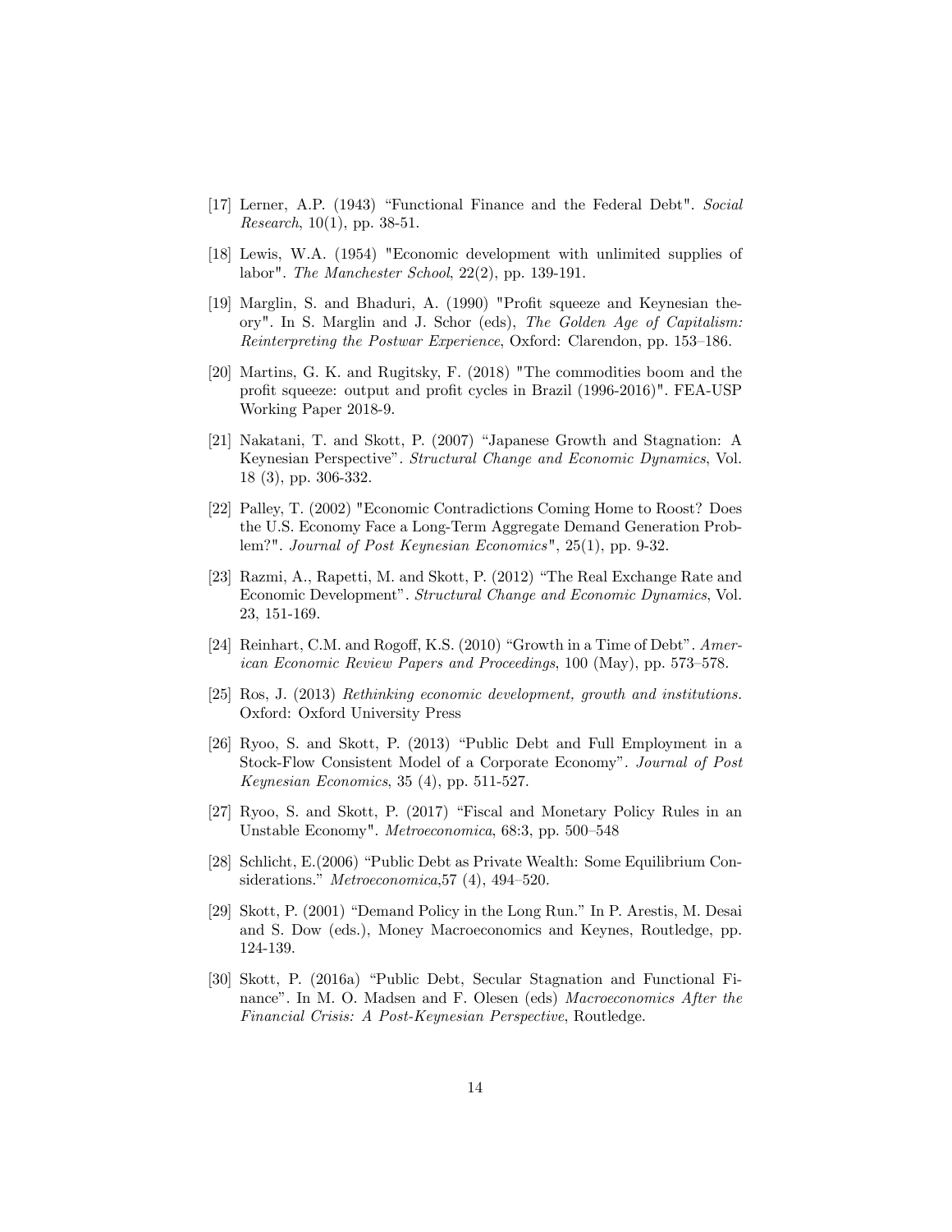[17] Lerner, A.P. (1943) "Functional Finance and the Federal Debt". *Social Research*, 10(1), pp. 38-51.

[18] Lewis, W.A. (1954) "Economic development with unlimited supplies of labor". *The Manchester School*, 22(2), pp. 139-191.

[19] Marglin, S. and Bhaduri, A. (1990) "Profit squeeze and Keynesian theory". In S. Marglin and J. Schor (eds), *The Golden Age of Capitalism: Reinterpreting the Postwar Experience*, Oxford: Clarendon, pp. 153–186.

[20] Martins, G. K. and Rugitsky, F. (2018) "The commodities boom and the profit squeeze: output and profit cycles in Brazil (1996-2016)". FEA-USP Working Paper 2018-9.

[21] Nakatani, T. and Skott, P. (2007) "Japanese Growth and Stagnation: A Keynesian Perspective". *Structural Change and Economic Dynamics*, Vol. 18 (3), pp. 306-332.

[22] Palley, T. (2002) "Economic Contradictions Coming Home to Roost? Does the U.S. Economy Face a Long-Term Aggregate Demand Generation Problem?". *Journal of Post Keynesian Economics*", 25(1), pp. 9-32.

[23] Razmi, A., Rapetti, M. and Skott, P. (2012) "The Real Exchange Rate and Economic Development". *Structural Change and Economic Dynamics*, Vol. 23, 151-169.

[24] Reinhart, C.M. and Rogoff, K.S. (2010) "Growth in a Time of Debt". *American Economic Review Papers and Proceedings*, 100 (May), pp. 573–578.

[25] Ros, J. (2013) *Rethinking economic development, growth and institutions.* Oxford: Oxford University Press

[26] Ryoo, S. and Skott, P. (2013) "Public Debt and Full Employment in a Stock-Flow Consistent Model of a Corporate Economy". *Journal of Post Keynesian Economics*, 35 (4), pp. 511-527.

[27] Ryoo, S. and Skott, P. (2017) "Fiscal and Monetary Policy Rules in an Unstable Economy". *Metroeconomica*, 68:3, pp. 500–548

[28] Schlicht, E.(2006) "Public Debt as Private Wealth: Some Equilibrium Considerations." *Metroeconomica*,57 (4), 494–520.

[29] Skott, P. (2001) "Demand Policy in the Long Run." In P. Arestis, M. Desai and S. Dow (eds.), Money Macroeconomics and Keynes, Routledge, pp. 124-139.

[30] Skott, P. (2016a) "Public Debt, Secular Stagnation and Functional Finance". In M. O. Madsen and F. Olesen (eds) *Macroeconomics After the Financial Crisis: A Post-Keynesian Perspective*, Routledge.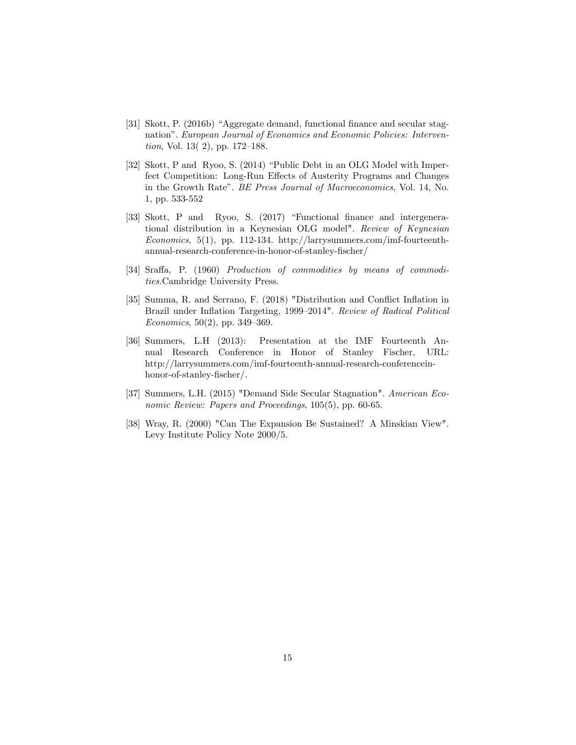[31] Skott, P. (2016b) "Aggregate demand, functional finance and secular stagnation". *European Journal of Economics and Economic Policies: Intervention*, Vol. 13( 2), pp. 172–188.

[32] Skott, P and Ryoo, S. (2014) "Public Debt in an OLG Model with Imperfect Competition: Long-Run Effects of Austerity Programs and Changes in the Growth Rate". *BE Press Journal of Macroeconomics*, Vol. 14, No. 1, pp. 533-552

[33] Skott, P and Ryoo, S. (2017) "Functional finance and intergenerational distribution in a Keynesian OLG model". *Review of Keynesian Economics*, 5(1), pp. 112-134. http://larrysummers.com/imf-fourteenth-annual-research-conference-in-honor-of-stanley-fischer/

[34] Sraffa, P. (1960) *Production of commodities by means of commodities.*Cambridge University Press.

[35] Summa, R. and Serrano, F. (2018) "Distribution and Conflict Inflation in Brazil under Inflation Targeting, 1999–2014". *Review of Radical Political Economics*, 50(2), pp. 349–369.

[36] Summers, L.H (2013): Presentation at the IMF Fourteenth Annual Research Conference in Honor of Stanley Fischer, URL: http://larrysummers.com/imf-fourteenth-annual-research-conferencein-honor-of-stanley-fischer/.

[37] Summers, L.H. (2015) "Demand Side Secular Stagnation". *American Economic Review: Papers and Proceedings*, 105(5), pp. 60-65.

[38] Wray, R. (2000) "Can The Expansion Be Sustained? A Minskian View". Levy Institute Policy Note 2000/5.